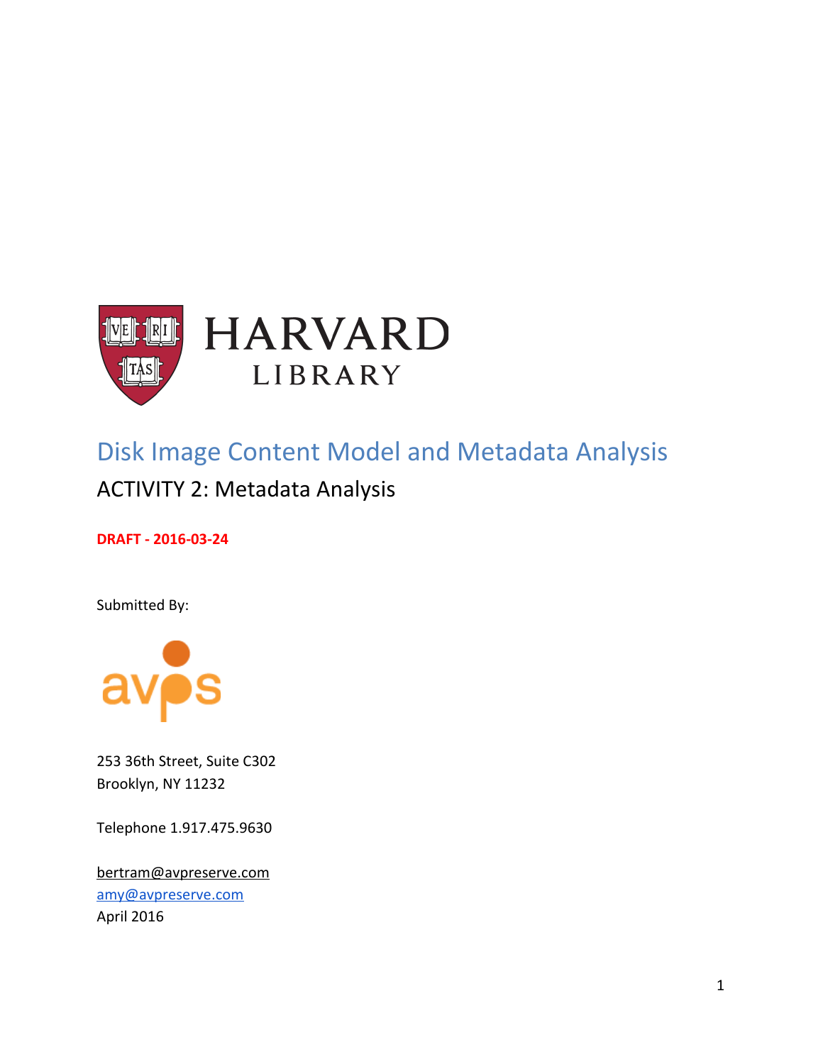HARVARD
LIBRARY

# Disk Image Content Model and Metadata Analysis

## ACTIVITY 2: Metadata Analysis

**DRAFT - 2016-03-24**

Submitted By:

avps

253 36th Street, Suite C302
Brooklyn, NY 11232

Telephone 1.917.475.9630

bertram@avpreserve.com
amy@avpreserve.com
April 2016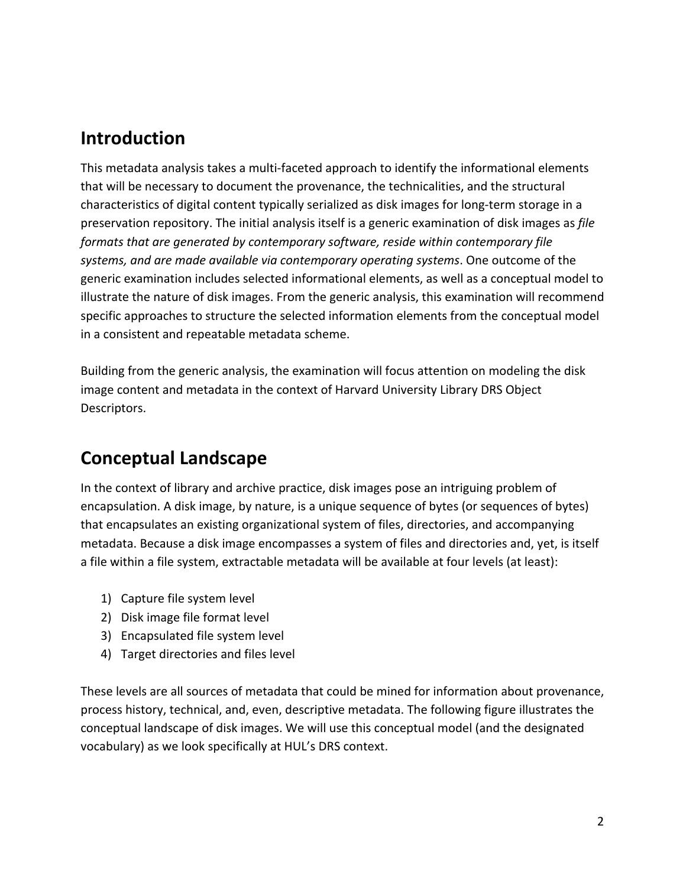## Introduction

This metadata analysis takes a multi-faceted approach to identify the informational elements that will be necessary to document the provenance, the technicalities, and the structural characteristics of digital content typically serialized as disk images for long-term storage in a preservation repository. The initial analysis itself is a generic examination of disk images as *file formats that are generated by contemporary software, reside within contemporary file systems, and are made available via contemporary operating systems*. One outcome of the generic examination includes selected informational elements, as well as a conceptual model to illustrate the nature of disk images. From the generic analysis, this examination will recommend specific approaches to structure the selected information elements from the conceptual model in a consistent and repeatable metadata scheme.

Building from the generic analysis, the examination will focus attention on modeling the disk image content and metadata in the context of Harvard University Library DRS Object Descriptors.

## Conceptual Landscape

In the context of library and archive practice, disk images pose an intriguing problem of encapsulation. A disk image, by nature, is a unique sequence of bytes (or sequences of bytes) that encapsulates an existing organizational system of files, directories, and accompanying metadata. Because a disk image encompasses a system of files and directories and, yet, is itself a file within a file system, extractable metadata will be available at four levels (at least):

1) Capture file system level
2) Disk image file format level
3) Encapsulated file system level
4) Target directories and files level

These levels are all sources of metadata that could be mined for information about provenance, process history, technical, and, even, descriptive metadata. The following figure illustrates the conceptual landscape of disk images. We will use this conceptual model (and the designated vocabulary) as we look specifically at HUL's DRS context.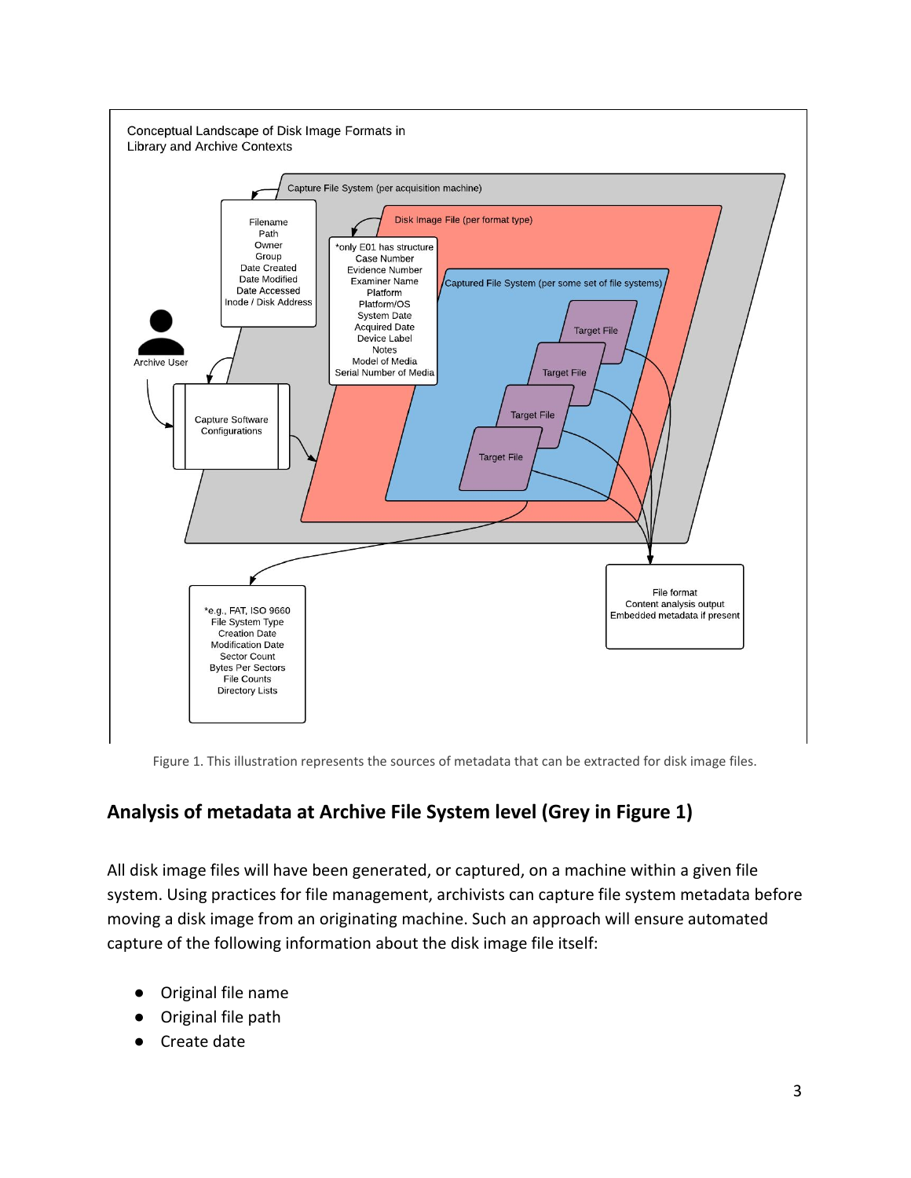Conceptual Landscape of Disk Image Formats in Library and Archive Contexts

Figure 1. This illustration represents the sources of metadata that can be extracted for disk image files.

## Analysis of metadata at Archive File System level (Grey in Figure 1)

All disk image files will have been generated, or captured, on a machine within a given file system. Using practices for file management, archivists can capture file system metadata before moving a disk image from an originating machine. Such an approach will ensure automated capture of the following information about the disk image file itself:

- Original file name
- Original file path
- Create date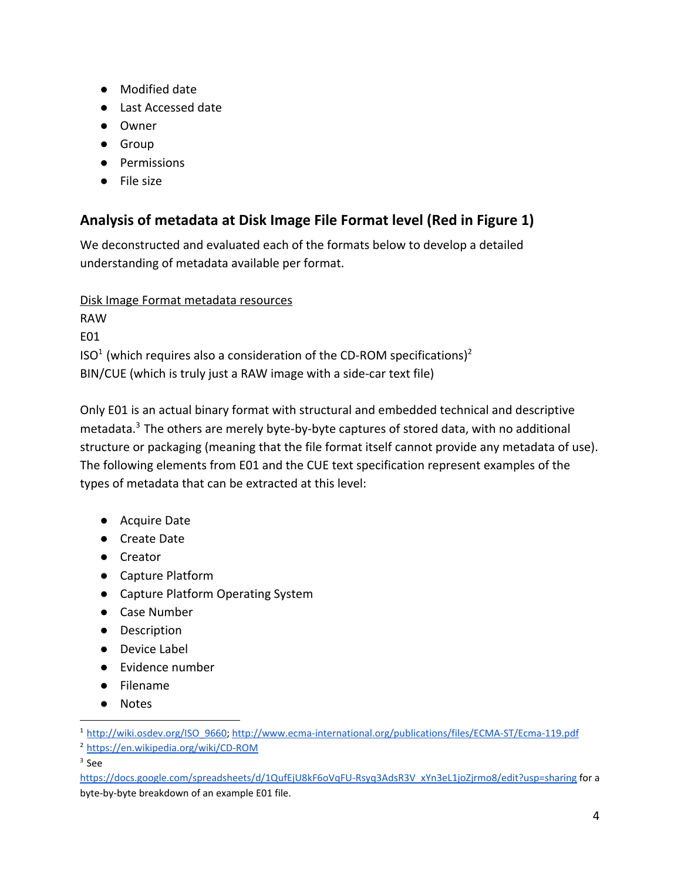- Modified date
- Last Accessed date
- Owner
- Group
- Permissions
- File size

## Analysis of metadata at Disk Image File Format level (Red in Figure 1)

We deconstructed and evaluated each of the formats below to develop a detailed understanding of metadata available per format.

Disk Image Format metadata resources

RAW

E01

ISO[1] (which requires also a consideration of the CD-ROM specifications)[2]

BIN/CUE (which is truly just a RAW image with a side-car text file)

Only E01 is an actual binary format with structural and embedded technical and descriptive metadata.[3] The others are merely byte-by-byte captures of stored data, with no additional structure or packaging (meaning that the file format itself cannot provide any metadata of use). The following elements from E01 and the CUE text specification represent examples of the types of metadata that can be extracted at this level:

- Acquire Date
- Create Date
- Creator
- Capture Platform
- Capture Platform Operating System
- Case Number
- Description
- Device Label
- Evidence number
- Filename
- Notes

---

[1] http://wiki.osdev.org/ISO_9660; http://www.ecma-international.org/publications/files/ECMA-ST/Ecma-119.pdf

[2] https://en.wikipedia.org/wiki/CD-ROM

[3] See https://docs.google.com/spreadsheets/d/1QufEjU8kF6oVqFU-Rsyq3AdsR3V_xYn3eL1joZjrmo8/edit?usp=sharing for a byte-by-byte breakdown of an example E01 file.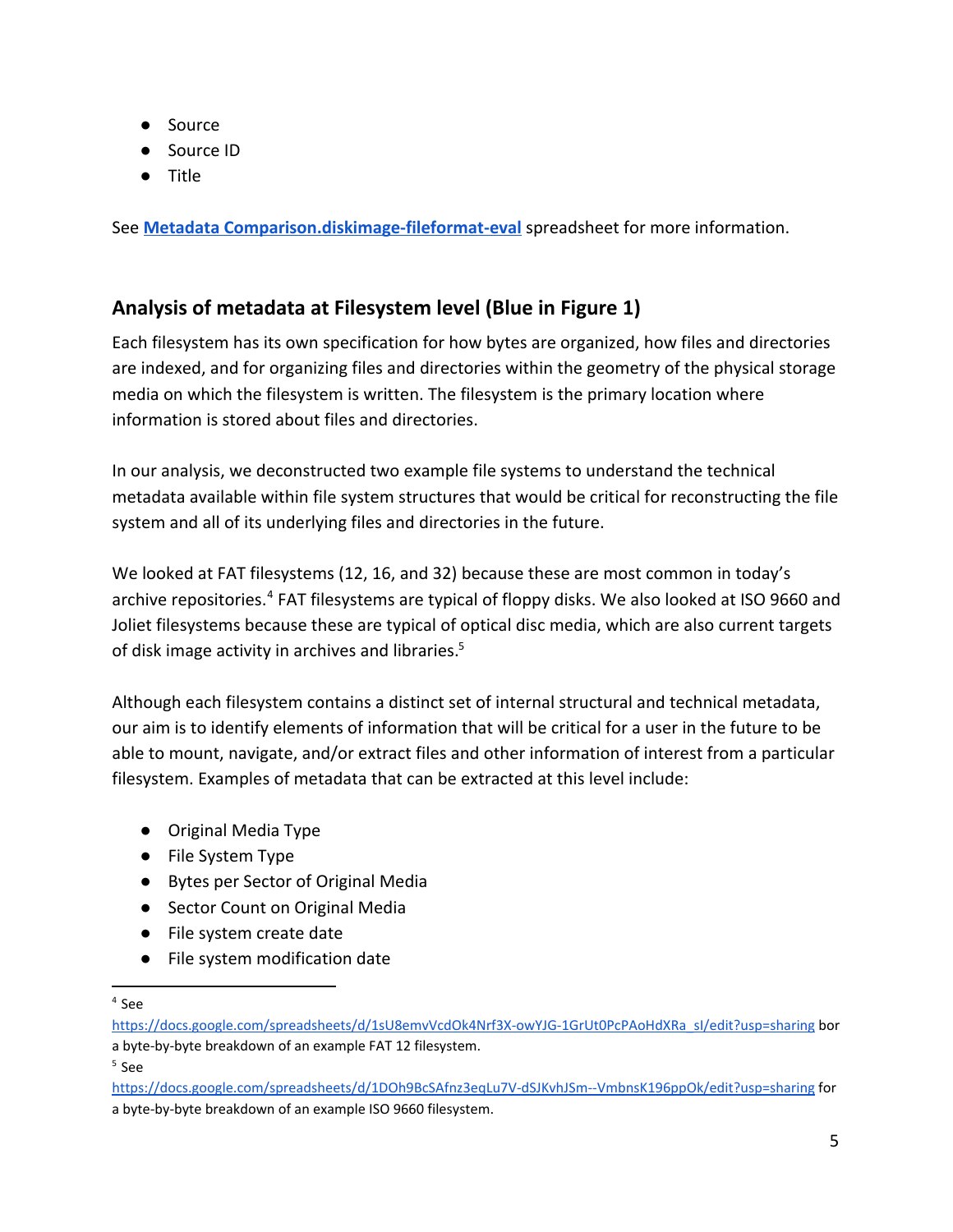- Source
- Source ID
- Title

See **[Metadata Comparison.diskimage-fileformat-eval](#)** spreadsheet for more information.

## Analysis of metadata at Filesystem level (Blue in Figure 1)

Each filesystem has its own specification for how bytes are organized, how files and directories are indexed, and for organizing files and directories within the geometry of the physical storage media on which the filesystem is written. The filesystem is the primary location where information is stored about files and directories.

In our analysis, we deconstructed two example file systems to understand the technical metadata available within file system structures that would be critical for reconstructing the file system and all of its underlying files and directories in the future.

We looked at FAT filesystems (12, 16, and 32) because these are most common in today's archive repositories.[4] FAT filesystems are typical of floppy disks. We also looked at ISO 9660 and Joliet filesystems because these are typical of optical disc media, which are also current targets of disk image activity in archives and libraries.[5]

Although each filesystem contains a distinct set of internal structural and technical metadata, our aim is to identify elements of information that will be critical for a user in the future to be able to mount, navigate, and/or extract files and other information of interest from a particular filesystem. Examples of metadata that can be extracted at this level include:

- Original Media Type
- File System Type
- Bytes per Sector of Original Media
- Sector Count on Original Media
- File system create date
- File system modification date

---

[4] See https://docs.google.com/spreadsheets/d/1sU8emvVcdOk4Nrf3X-owYJG-1GrUt0PcPAoHdXRa_sI/edit?usp=sharing bor a byte-by-byte breakdown of an example FAT 12 filesystem.

[5] See https://docs.google.com/spreadsheets/d/1DOh9BcSAfnz3eqLu7V-dSJKvhJSm--VmbnsK196ppOk/edit?usp=sharing for a byte-by-byte breakdown of an example ISO 9660 filesystem.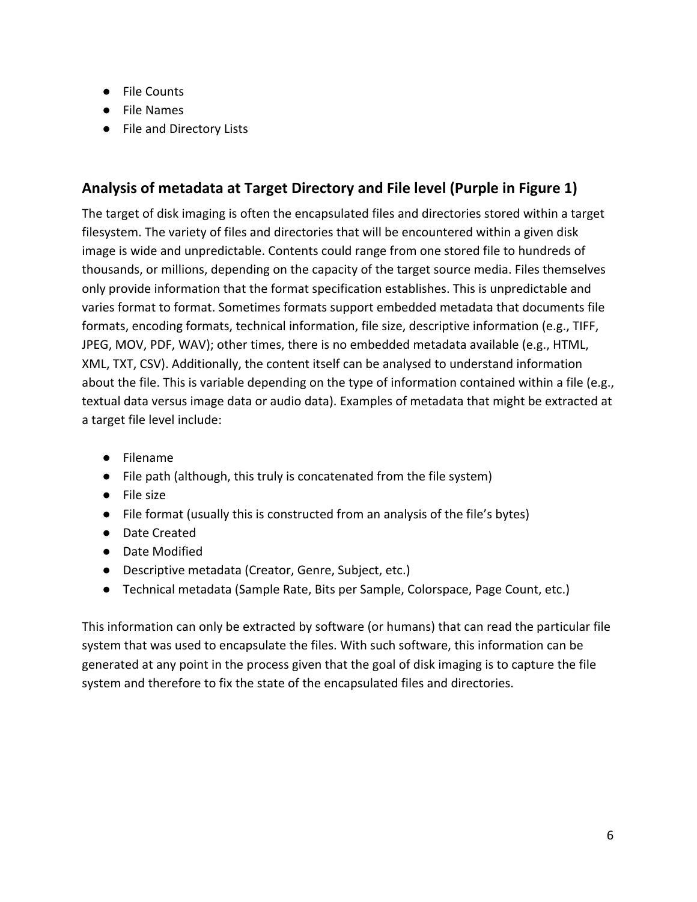- File Counts
- File Names
- File and Directory Lists

## Analysis of metadata at Target Directory and File level (Purple in Figure 1)

The target of disk imaging is often the encapsulated files and directories stored within a target filesystem. The variety of files and directories that will be encountered within a given disk image is wide and unpredictable. Contents could range from one stored file to hundreds of thousands, or millions, depending on the capacity of the target source media. Files themselves only provide information that the format specification establishes. This is unpredictable and varies format to format. Sometimes formats support embedded metadata that documents file formats, encoding formats, technical information, file size, descriptive information (e.g., TIFF, JPEG, MOV, PDF, WAV); other times, there is no embedded metadata available (e.g., HTML, XML, TXT, CSV). Additionally, the content itself can be analysed to understand information about the file. This is variable depending on the type of information contained within a file (e.g., textual data versus image data or audio data). Examples of metadata that might be extracted at a target file level include:

- Filename
- File path (although, this truly is concatenated from the file system)
- File size
- File format (usually this is constructed from an analysis of the file's bytes)
- Date Created
- Date Modified
- Descriptive metadata (Creator, Genre, Subject, etc.)
- Technical metadata (Sample Rate, Bits per Sample, Colorspace, Page Count, etc.)

This information can only be extracted by software (or humans) that can read the particular file system that was used to encapsulate the files. With such software, this information can be generated at any point in the process given that the goal of disk imaging is to capture the file system and therefore to fix the state of the encapsulated files and directories.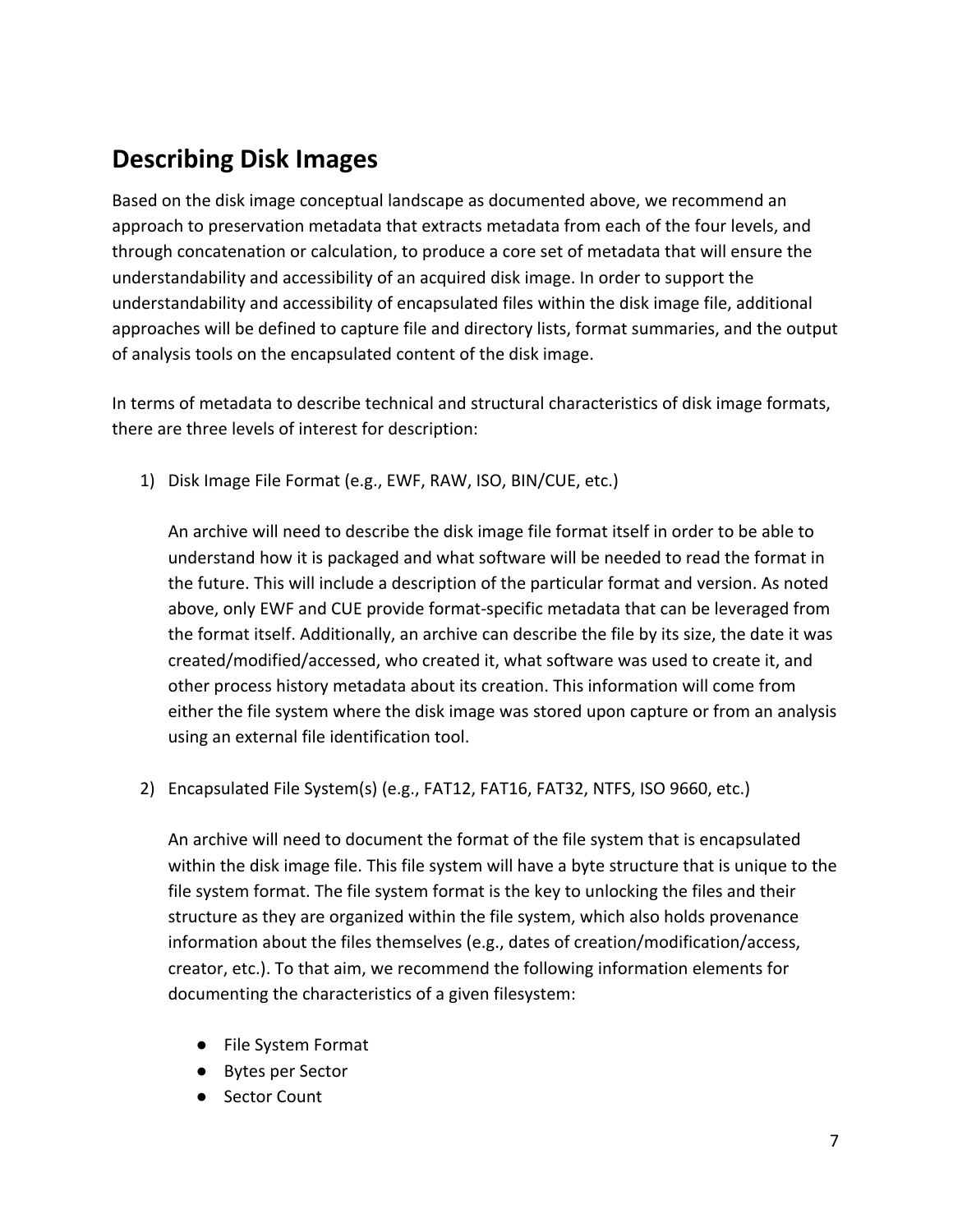## Describing Disk Images

Based on the disk image conceptual landscape as documented above, we recommend an approach to preservation metadata that extracts metadata from each of the four levels, and through concatenation or calculation, to produce a core set of metadata that will ensure the understandability and accessibility of an acquired disk image. In order to support the understandability and accessibility of encapsulated files within the disk image file, additional approaches will be defined to capture file and directory lists, format summaries, and the output of analysis tools on the encapsulated content of the disk image.

In terms of metadata to describe technical and structural characteristics of disk image formats, there are three levels of interest for description:

1) Disk Image File Format (e.g., EWF, RAW, ISO, BIN/CUE, etc.)

   An archive will need to describe the disk image file format itself in order to be able to understand how it is packaged and what software will be needed to read the format in the future. This will include a description of the particular format and version. As noted above, only EWF and CUE provide format-specific metadata that can be leveraged from the format itself. Additionally, an archive can describe the file by its size, the date it was created/modified/accessed, who created it, what software was used to create it, and other process history metadata about its creation. This information will come from either the file system where the disk image was stored upon capture or from an analysis using an external file identification tool.

2) Encapsulated File System(s) (e.g., FAT12, FAT16, FAT32, NTFS, ISO 9660, etc.)

   An archive will need to document the format of the file system that is encapsulated within the disk image file. This file system will have a byte structure that is unique to the file system format. The file system format is the key to unlocking the files and their structure as they are organized within the file system, which also holds provenance information about the files themselves (e.g., dates of creation/modification/access, creator, etc.). To that aim, we recommend the following information elements for documenting the characteristics of a given filesystem:

   - File System Format
   - Bytes per Sector
   - Sector Count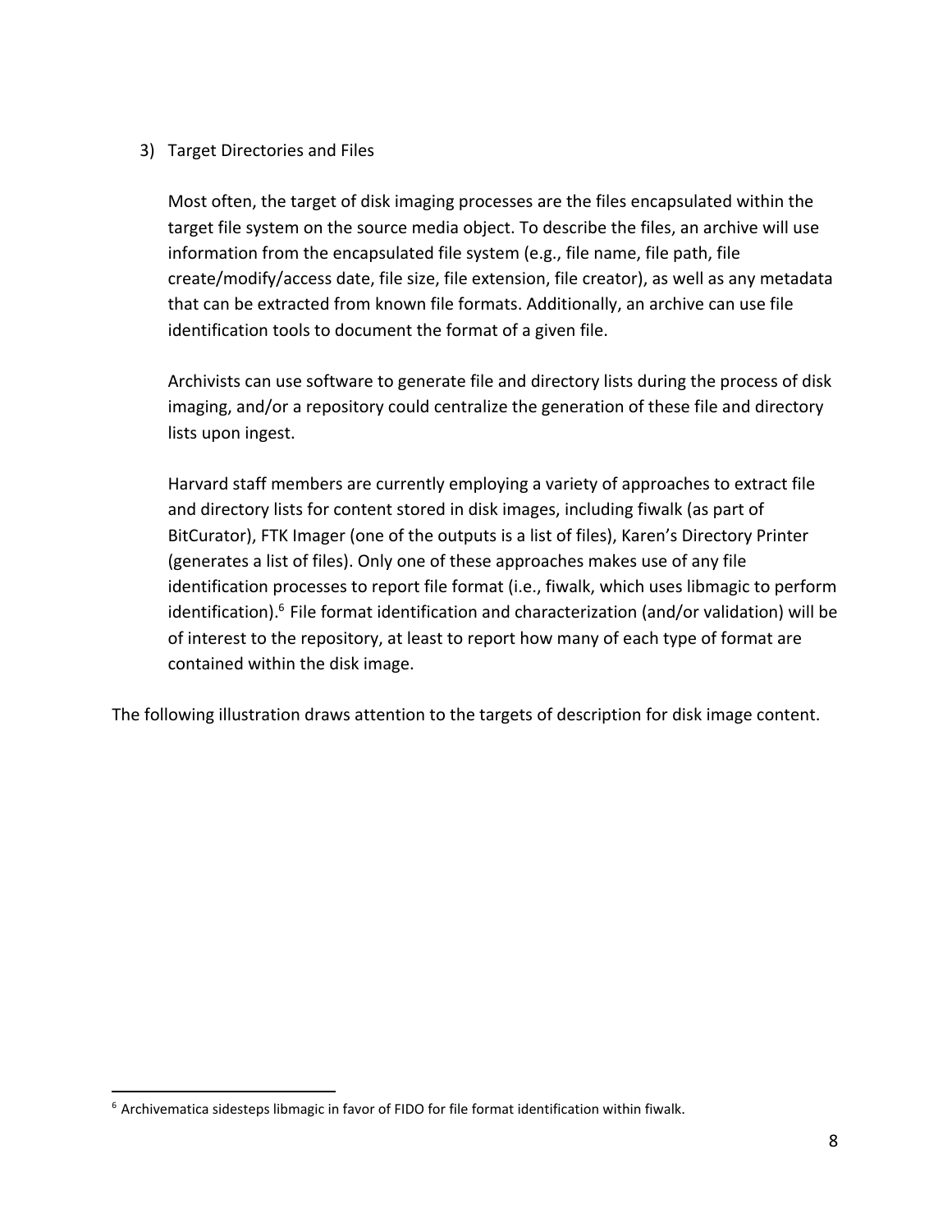3) Target Directories and Files

   Most often, the target of disk imaging processes are the files encapsulated within the target file system on the source media object. To describe the files, an archive will use information from the encapsulated file system (e.g., file name, file path, file create/modify/access date, file size, file extension, file creator), as well as any metadata that can be extracted from known file formats. Additionally, an archive can use file identification tools to document the format of a given file.

   Archivists can use software to generate file and directory lists during the process of disk imaging, and/or a repository could centralize the generation of these file and directory lists upon ingest.

   Harvard staff members are currently employing a variety of approaches to extract file and directory lists for content stored in disk images, including fiwalk (as part of BitCurator), FTK Imager (one of the outputs is a list of files), Karen's Directory Printer (generates a list of files). Only one of these approaches makes use of any file identification processes to report file format (i.e., fiwalk, which uses libmagic to perform identification).[6] File format identification and characterization (and/or validation) will be of interest to the repository, at least to report how many of each type of format are contained within the disk image.

The following illustration draws attention to the targets of description for disk image content.

[6] Archivematica sidesteps libmagic in favor of FIDO for file format identification within fiwalk.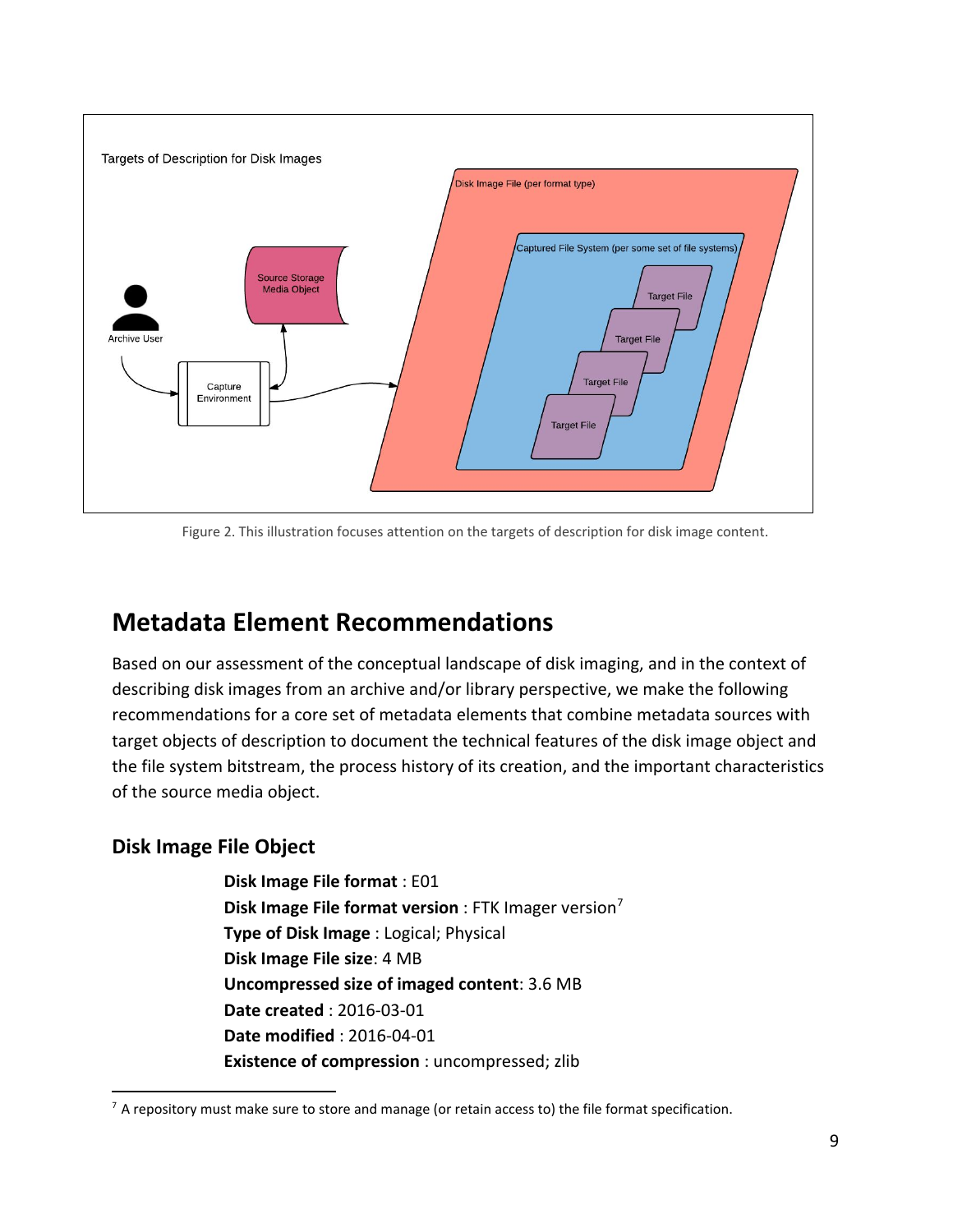Figure 2. This illustration focuses attention on the targets of description for disk image content.

## Metadata Element Recommendations

Based on our assessment of the conceptual landscape of disk imaging, and in the context of describing disk images from an archive and/or library perspective, we make the following recommendations for a core set of metadata elements that combine metadata sources with target objects of description to document the technical features of the disk image object and the file system bitstream, the process history of its creation, and the important characteristics of the source media object.

### Disk Image File Object

**Disk Image File format** : E01
**Disk Image File format version** : FTK Imager version[7]
**Type of Disk Image** : Logical; Physical
**Disk Image File size**: 4 MB
**Uncompressed size of imaged content**: 3.6 MB
**Date created** : 2016-03-01
**Date modified** : 2016-04-01
**Existence of compression** : uncompressed; zlib

[7] A repository must make sure to store and manage (or retain access to) the file format specification.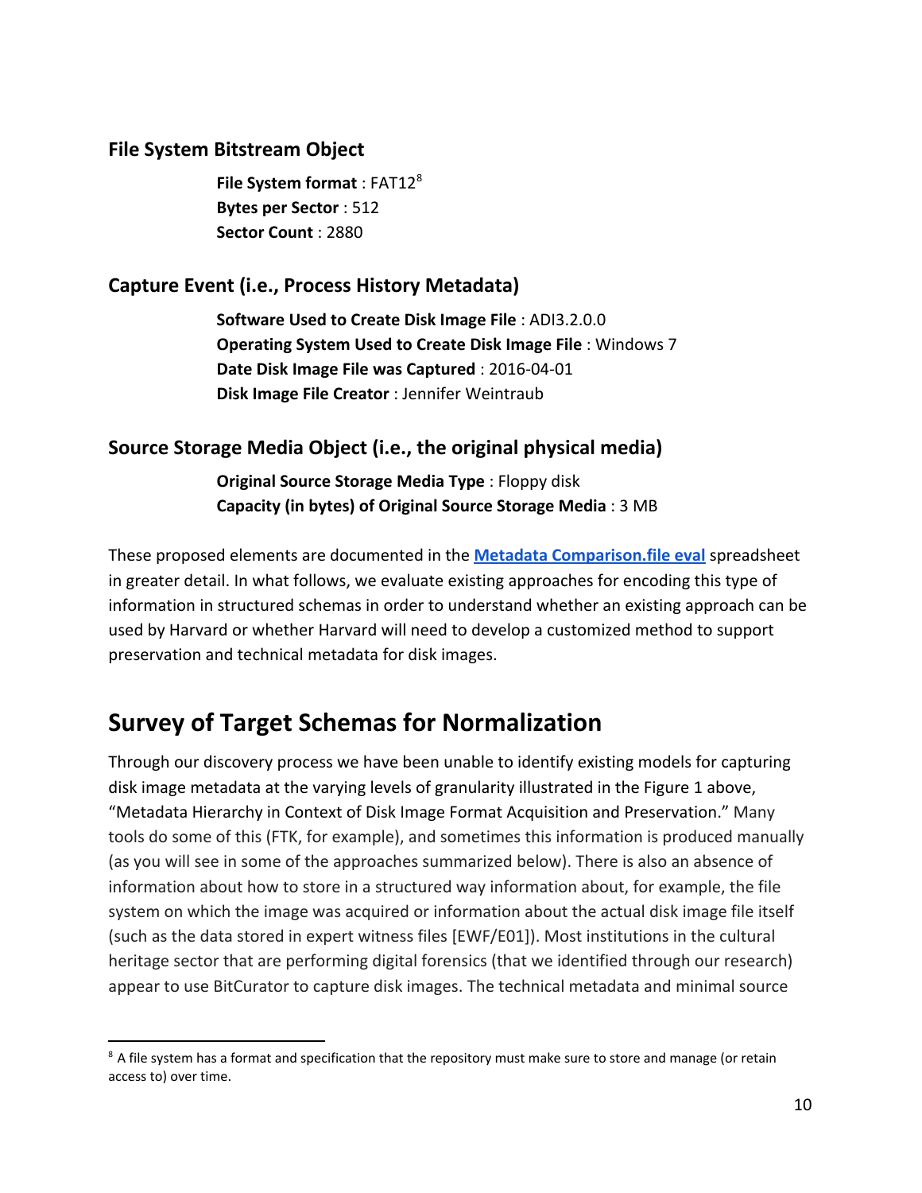### File System Bitstream Object

> **File System format** : FAT12[8]
> **Bytes per Sector** : 512
> **Sector Count** : 2880

### Capture Event (i.e., Process History Metadata)

> **Software Used to Create Disk Image File** : ADI3.2.0.0
> **Operating System Used to Create Disk Image File** : Windows 7
> **Date Disk Image File was Captured** : 2016-04-01
> **Disk Image File Creator** : Jennifer Weintraub

### Source Storage Media Object (i.e., the original physical media)

> **Original Source Storage Media Type** : Floppy disk
> **Capacity (in bytes) of Original Source Storage Media** : 3 MB

These proposed elements are documented in the **Metadata Comparison.file eval** spreadsheet in greater detail. In what follows, we evaluate existing approaches for encoding this type of information in structured schemas in order to understand whether an existing approach can be used by Harvard or whether Harvard will need to develop a customized method to support preservation and technical metadata for disk images.

## Survey of Target Schemas for Normalization

Through our discovery process we have been unable to identify existing models for capturing disk image metadata at the varying levels of granularity illustrated in the Figure 1 above, "Metadata Hierarchy in Context of Disk Image Format Acquisition and Preservation." Many tools do some of this (FTK, for example), and sometimes this information is produced manually (as you will see in some of the approaches summarized below). There is also an absence of information about how to store in a structured way information about, for example, the file system on which the image was acquired or information about the actual disk image file itself (such as the data stored in expert witness files [EWF/E01]). Most institutions in the cultural heritage sector that are performing digital forensics (that we identified through our research) appear to use BitCurator to capture disk images. The technical metadata and minimal source

[8] A file system has a format and specification that the repository must make sure to store and manage (or retain access to) over time.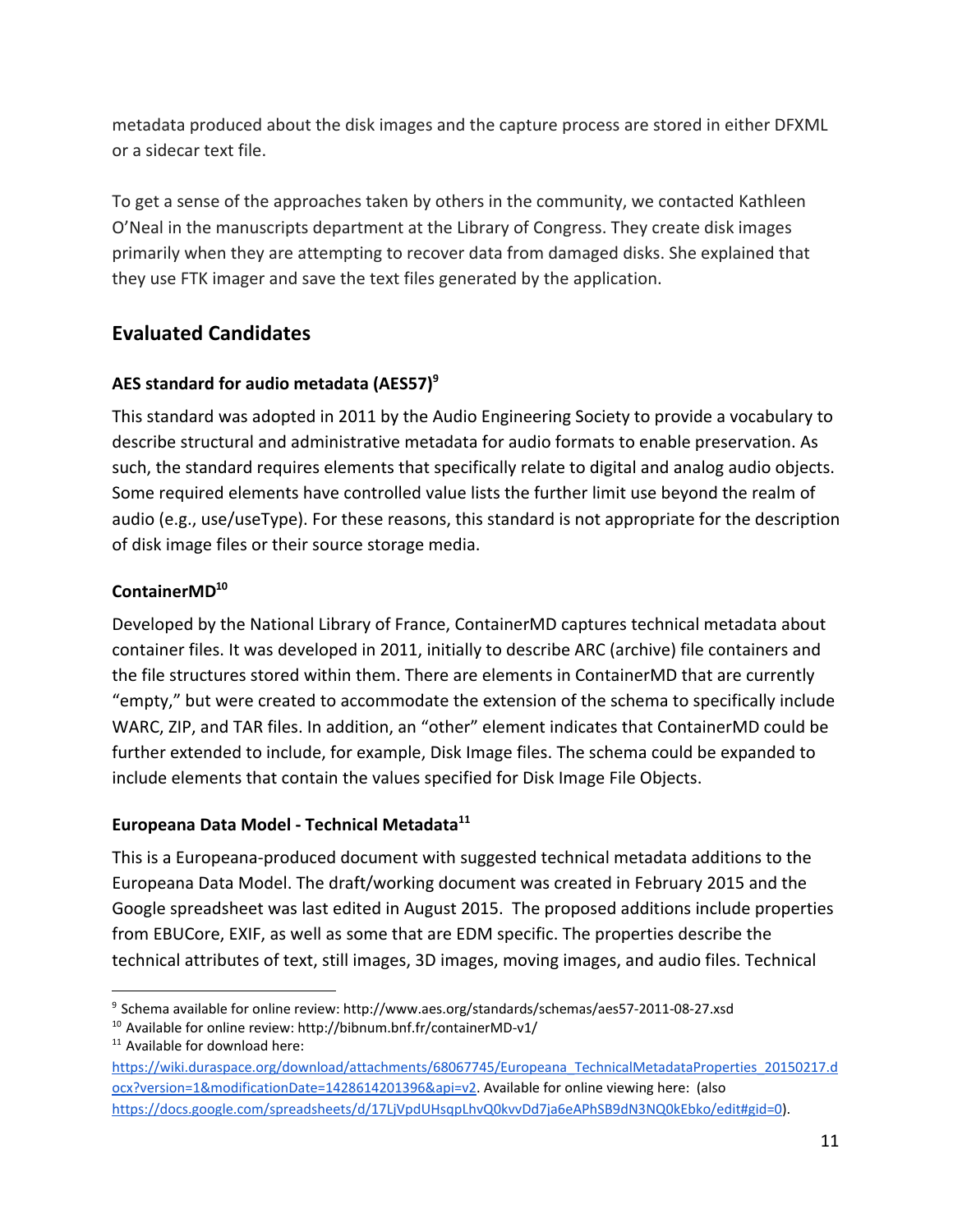metadata produced about the disk images and the capture process are stored in either DFXML or a sidecar text file.

To get a sense of the approaches taken by others in the community, we contacted Kathleen O'Neal in the manuscripts department at the Library of Congress. They create disk images primarily when they are attempting to recover data from damaged disks. She explained that they use FTK imager and save the text files generated by the application.

## Evaluated Candidates

### AES standard for audio metadata (AES57)[9]

This standard was adopted in 2011 by the Audio Engineering Society to provide a vocabulary to describe structural and administrative metadata for audio formats to enable preservation. As such, the standard requires elements that specifically relate to digital and analog audio objects. Some required elements have controlled value lists the further limit use beyond the realm of audio (e.g., use/useType). For these reasons, this standard is not appropriate for the description of disk image files or their source storage media.

### ContainerMD[10]

Developed by the National Library of France, ContainerMD captures technical metadata about container files. It was developed in 2011, initially to describe ARC (archive) file containers and the file structures stored within them. There are elements in ContainerMD that are currently "empty," but were created to accommodate the extension of the schema to specifically include WARC, ZIP, and TAR files. In addition, an "other" element indicates that ContainerMD could be further extended to include, for example, Disk Image files. The schema could be expanded to include elements that contain the values specified for Disk Image File Objects.

### Europeana Data Model - Technical Metadata[11]

This is a Europeana-produced document with suggested technical metadata additions to the Europeana Data Model. The draft/working document was created in February 2015 and the Google spreadsheet was last edited in August 2015. The proposed additions include properties from EBUCore, EXIF, as well as some that are EDM specific. The properties describe the technical attributes of text, still images, 3D images, moving images, and audio files. Technical

---

[9] Schema available for online review: http://www.aes.org/standards/schemas/aes57-2011-08-27.xsd

[10] Available for online review: http://bibnum.bnf.fr/containerMD-v1/

[11] Available for download here: https://wiki.duraspace.org/download/attachments/68067745/Europeana_TechnicalMetadataProperties_20150217.docx?version=1&modificationDate=1428614201396&api=v2. Available for online viewing here: (also https://docs.google.com/spreadsheets/d/17LjVpdUHsqpLhvQ0kvvDd7ja6eAPhSB9dN3NQ0kEbko/edit#gid=0).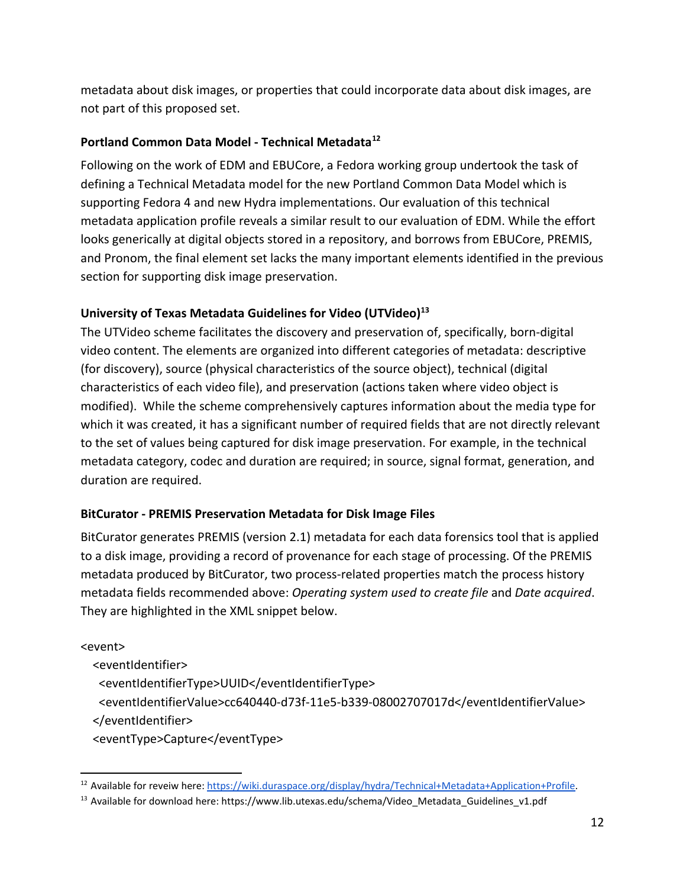metadata about disk images, or properties that could incorporate data about disk images, are not part of this proposed set.

**Portland Common Data Model - Technical Metadata[12]**

Following on the work of EDM and EBUCore, a Fedora working group undertook the task of defining a Technical Metadata model for the new Portland Common Data Model which is supporting Fedora 4 and new Hydra implementations. Our evaluation of this technical metadata application profile reveals a similar result to our evaluation of EDM. While the effort looks generically at digital objects stored in a repository, and borrows from EBUCore, PREMIS, and Pronom, the final element set lacks the many important elements identified in the previous section for supporting disk image preservation.

**University of Texas Metadata Guidelines for Video (UTVideo)[13]**

The UTVideo scheme facilitates the discovery and preservation of, specifically, born-digital video content. The elements are organized into different categories of metadata: descriptive (for discovery), source (physical characteristics of the source object), technical (digital characteristics of each video file), and preservation (actions taken where video object is modified). While the scheme comprehensively captures information about the media type for which it was created, it has a significant number of required fields that are not directly relevant to the set of values being captured for disk image preservation. For example, in the technical metadata category, codec and duration are required; in source, signal format, generation, and duration are required.

**BitCurator - PREMIS Preservation Metadata for Disk Image Files**

BitCurator generates PREMIS (version 2.1) metadata for each data forensics tool that is applied to a disk image, providing a record of provenance for each stage of processing. Of the PREMIS metadata produced by BitCurator, two process-related properties match the process history metadata fields recommended above: *Operating system used to create file* and *Date acquired*. They are highlighted in the XML snippet below.

```
<event>
  <eventIdentifier>
   <eventIdentifierType>UUID</eventIdentifierType>
   <eventIdentifierValue>cc640440-d73f-11e5-b339-08002707017d</eventIdentifierValue>
  </eventIdentifier>
  <eventType>Capture</eventType>
```

[12] Available for reveiw here: https://wiki.duraspace.org/display/hydra/Technical+Metadata+Application+Profile.

[13] Available for download here: https://www.lib.utexas.edu/schema/Video_Metadata_Guidelines_v1.pdf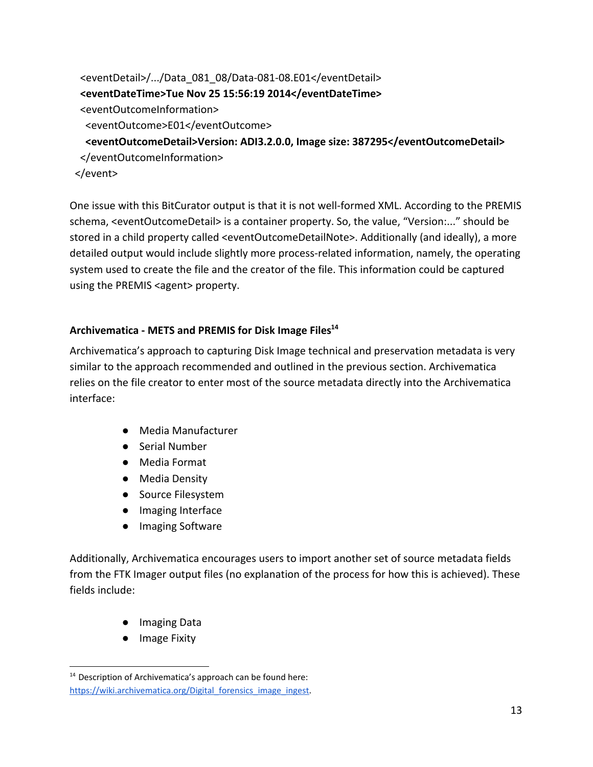```
  <eventDetail>/.../Data_081_08/Data-081-08.E01</eventDetail>
  <eventDateTime>Tue Nov 25 15:56:19 2014</eventDateTime>
  <eventOutcomeInformation>
    <eventOutcome>E01</eventOutcome>
    <eventOutcomeDetail>Version: ADI3.2.0.0, Image size: 387295</eventOutcomeDetail>
  </eventOutcomeInformation>
</event>
```

One issue with this BitCurator output is that it is not well-formed XML. According to the PREMIS schema, <eventOutcomeDetail> is a container property. So, the value, "Version:..." should be stored in a child property called <eventOutcomeDetailNote>. Additionally (and ideally), a more detailed output would include slightly more process-related information, namely, the operating system used to create the file and the creator of the file. This information could be captured using the PREMIS <agent> property.

**Archivematica - METS and PREMIS for Disk Image Files**[14]

Archivematica's approach to capturing Disk Image technical and preservation metadata is very similar to the approach recommended and outlined in the previous section. Archivematica relies on the file creator to enter most of the source metadata directly into the Archivematica interface:

- Media Manufacturer
- Serial Number
- Media Format
- Media Density
- Source Filesystem
- Imaging Interface
- Imaging Software

Additionally, Archivematica encourages users to import another set of source metadata fields from the FTK Imager output files (no explanation of the process for how this is achieved). These fields include:

- Imaging Data
- Image Fixity

[14] Description of Archivematica's approach can be found here: https://wiki.archivematica.org/Digital_forensics_image_ingest.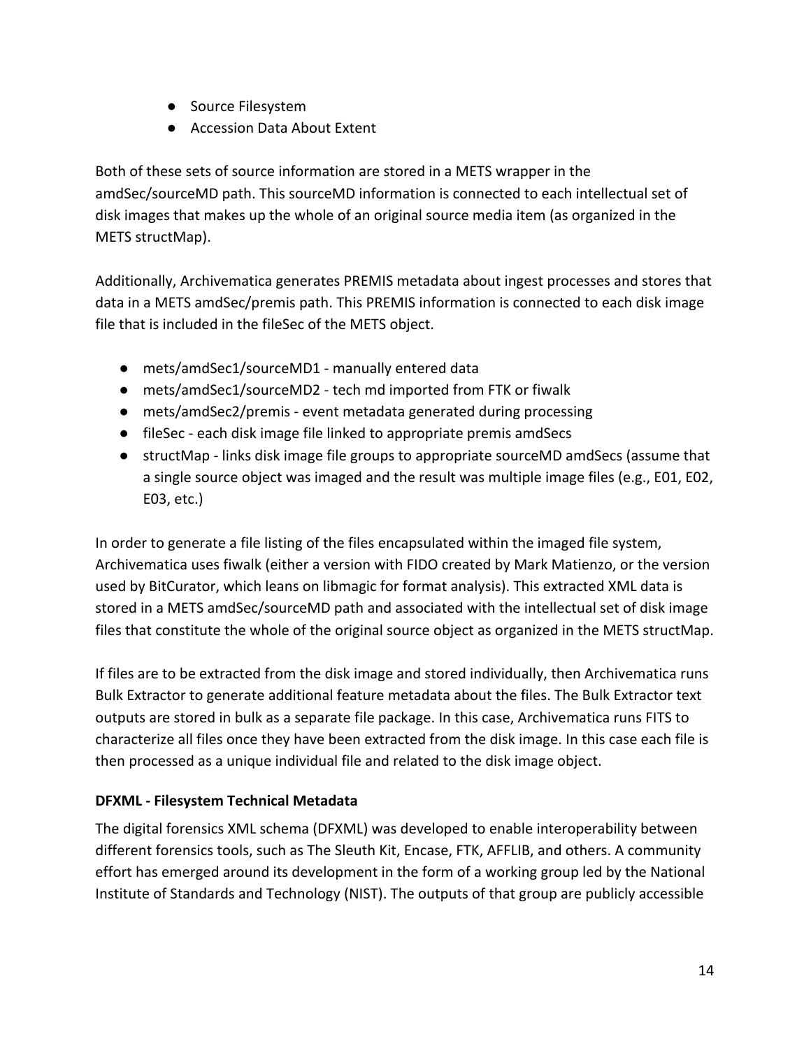- Source Filesystem
- Accession Data About Extent

Both of these sets of source information are stored in a METS wrapper in the amdSec/sourceMD path. This sourceMD information is connected to each intellectual set of disk images that makes up the whole of an original source media item (as organized in the METS structMap).

Additionally, Archivematica generates PREMIS metadata about ingest processes and stores that data in a METS amdSec/premis path. This PREMIS information is connected to each disk image file that is included in the fileSec of the METS object.

- mets/amdSec1/sourceMD1 - manually entered data
- mets/amdSec1/sourceMD2 - tech md imported from FTK or fiwalk
- mets/amdSec2/premis - event metadata generated during processing
- fileSec - each disk image file linked to appropriate premis amdSecs
- structMap - links disk image file groups to appropriate sourceMD amdSecs (assume that a single source object was imaged and the result was multiple image files (e.g., E01, E02, E03, etc.)

In order to generate a file listing of the files encapsulated within the imaged file system, Archivematica uses fiwalk (either a version with FIDO created by Mark Matienzo, or the version used by BitCurator, which leans on libmagic for format analysis). This extracted XML data is stored in a METS amdSec/sourceMD path and associated with the intellectual set of disk image files that constitute the whole of the original source object as organized in the METS structMap.

If files are to be extracted from the disk image and stored individually, then Archivematica runs Bulk Extractor to generate additional feature metadata about the files. The Bulk Extractor text outputs are stored in bulk as a separate file package. In this case, Archivematica runs FITS to characterize all files once they have been extracted from the disk image. In this case each file is then processed as a unique individual file and related to the disk image object.

**DFXML - Filesystem Technical Metadata**

The digital forensics XML schema (DFXML) was developed to enable interoperability between different forensics tools, such as The Sleuth Kit, Encase, FTK, AFFLIB, and others. A community effort has emerged around its development in the form of a working group led by the National Institute of Standards and Technology (NIST). The outputs of that group are publicly accessible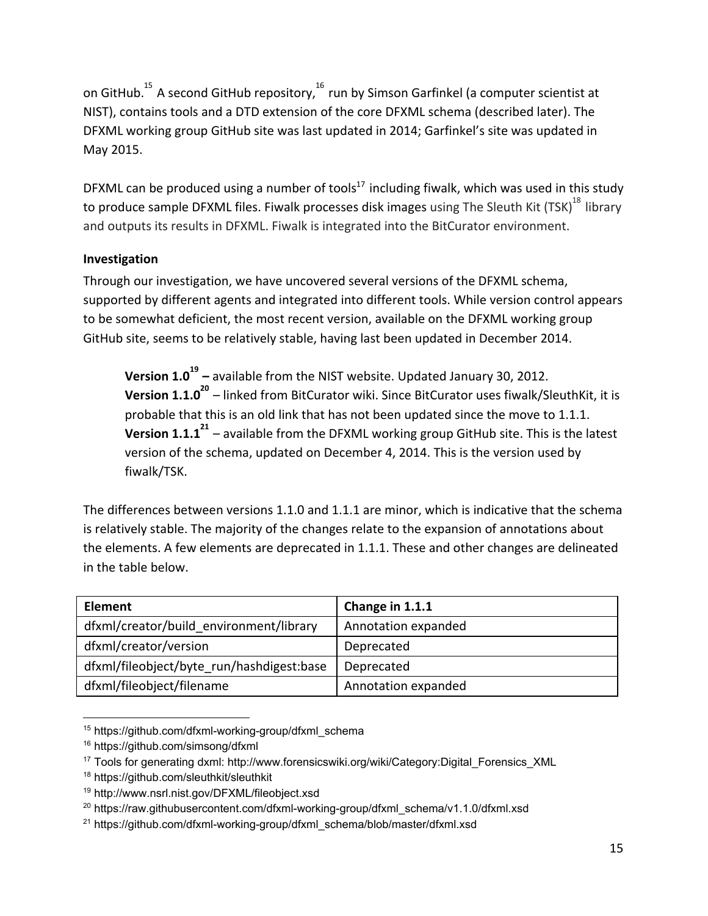on GitHub.[15] A second GitHub repository,[16] run by Simson Garfinkel (a computer scientist at NIST), contains tools and a DTD extension of the core DFXML schema (described later). The DFXML working group GitHub site was last updated in 2014; Garfinkel's site was updated in May 2015.

DFXML can be produced using a number of tools[17] including fiwalk, which was used in this study to produce sample DFXML files. Fiwalk processes disk images using The Sleuth Kit (TSK)[18] library and outputs its results in DFXML. Fiwalk is integrated into the BitCurator environment.

**Investigation**

Through our investigation, we have uncovered several versions of the DFXML schema, supported by different agents and integrated into different tools. While version control appears to be somewhat deficient, the most recent version, available on the DFXML working group GitHub site, seems to be relatively stable, having last been updated in December 2014.

> **Version 1.0[19] –** available from the NIST website. Updated January 30, 2012.
> **Version 1.1.0[20]** – linked from BitCurator wiki. Since BitCurator uses fiwalk/SleuthKit, it is probable that this is an old link that has not been updated since the move to 1.1.1.
> **Version 1.1.1[21]** – available from the DFXML working group GitHub site. This is the latest version of the schema, updated on December 4, 2014. This is the version used by fiwalk/TSK.

The differences between versions 1.1.0 and 1.1.1 are minor, which is indicative that the schema is relatively stable. The majority of the changes relate to the expansion of annotations about the elements. A few elements are deprecated in 1.1.1. These and other changes are delineated in the table below.

| Element | Change in 1.1.1 |
|---|---|
| dfxml/creator/build_environment/library | Annotation expanded |
| dfxml/creator/version | Deprecated |
| dfxml/fileobject/byte_run/hashdigest:base | Deprecated |
| dfxml/fileobject/filename | Annotation expanded |

---

[15] https://github.com/dfxml-working-group/dfxml_schema
[16] https://github.com/simsong/dfxml
[17] Tools for generating dxml: http://www.forensicswiki.org/wiki/Category:Digital_Forensics_XML
[18] https://github.com/sleuthkit/sleuthkit
[19] http://www.nsrl.nist.gov/DFXML/fileobject.xsd
[20] https://raw.githubusercontent.com/dfxml-working-group/dfxml_schema/v1.1.0/dfxml.xsd
[21] https://github.com/dfxml-working-group/dfxml_schema/blob/master/dfxml.xsd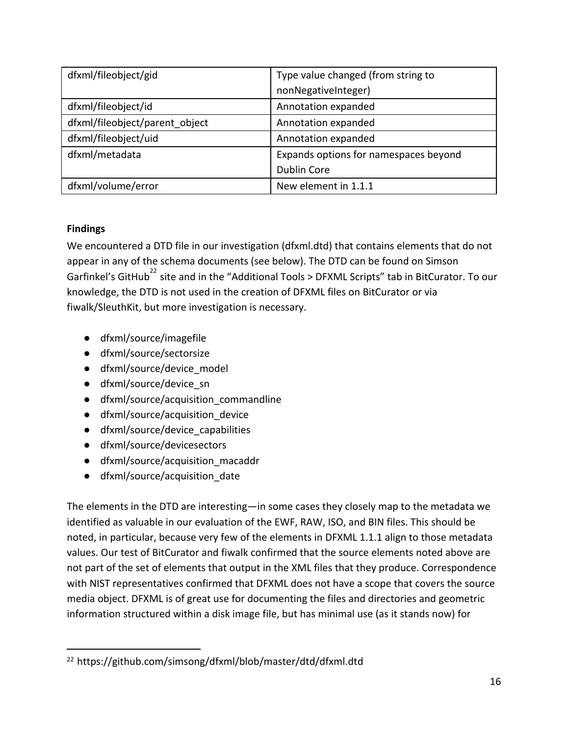| | |
|---|---|
| dfxml/fileobject/gid | Type value changed (from string to nonNegativeInteger) |
| dfxml/fileobject/id | Annotation expanded |
| dfxml/fileobject/parent_object | Annotation expanded |
| dfxml/fileobject/uid | Annotation expanded |
| dfxml/metadata | Expands options for namespaces beyond Dublin Core |
| dfxml/volume/error | New element in 1.1.1 |

**Findings**

We encountered a DTD file in our investigation (dfxml.dtd) that contains elements that do not appear in any of the schema documents (see below). The DTD can be found on Simson Garfinkel's GitHub[22] site and in the "Additional Tools > DFXML Scripts" tab in BitCurator. To our knowledge, the DTD is not used in the creation of DFXML files on BitCurator or via fiwalk/SleuthKit, but more investigation is necessary.

- dfxml/source/imagefile
- dfxml/source/sectorsize
- dfxml/source/device_model
- dfxml/source/device_sn
- dfxml/source/acquisition_commandline
- dfxml/source/acquisition_device
- dfxml/source/device_capabilities
- dfxml/source/devicesectors
- dfxml/source/acquisition_macaddr
- dfxml/source/acquisition_date

The elements in the DTD are interesting—in some cases they closely map to the metadata we identified as valuable in our evaluation of the EWF, RAW, ISO, and BIN files. This should be noted, in particular, because very few of the elements in DFXML 1.1.1 align to those metadata values. Our test of BitCurator and fiwalk confirmed that the source elements noted above are not part of the set of elements that output in the XML files that they produce. Correspondence with NIST representatives confirmed that DFXML does not have a scope that covers the source media object. DFXML is of great use for documenting the files and directories and geometric information structured within a disk image file, but has minimal use (as it stands now) for

[22] https://github.com/simsong/dfxml/blob/master/dtd/dfxml.dtd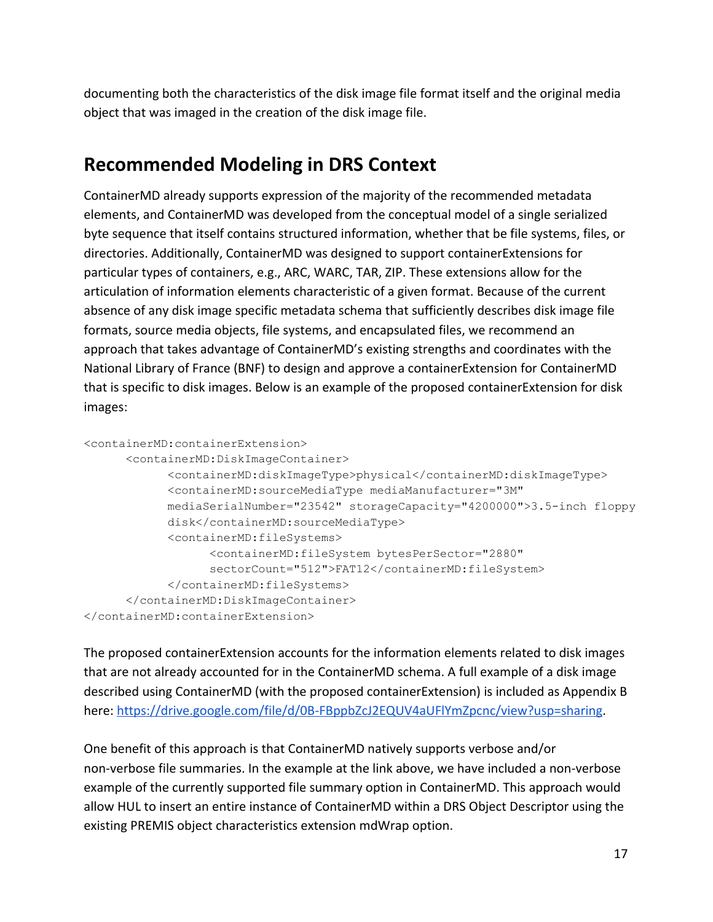documenting both the characteristics of the disk image file format itself and the original media object that was imaged in the creation of the disk image file.

## Recommended Modeling in DRS Context

ContainerMD already supports expression of the majority of the recommended metadata elements, and ContainerMD was developed from the conceptual model of a single serialized byte sequence that itself contains structured information, whether that be file systems, files, or directories. Additionally, ContainerMD was designed to support containerExtensions for particular types of containers, e.g., ARC, WARC, TAR, ZIP. These extensions allow for the articulation of information elements characteristic of a given format. Because of the current absence of any disk image specific metadata schema that sufficiently describes disk image file formats, source media objects, file systems, and encapsulated files, we recommend an approach that takes advantage of ContainerMD's existing strengths and coordinates with the National Library of France (BNF) to design and approve a containerExtension for ContainerMD that is specific to disk images. Below is an example of the proposed containerExtension for disk images:

```
<containerMD:containerExtension>
      <containerMD:DiskImageContainer>
            <containerMD:diskImageType>physical</containerMD:diskImageType>
            <containerMD:sourceMediaType mediaManufacturer="3M"
            mediaSerialNumber="23542" storageCapacity="4200000">3.5-inch floppy
            disk</containerMD:sourceMediaType>
            <containerMD:fileSystems>
                  <containerMD:fileSystem bytesPerSector="2880"
                  sectorCount="512">FAT12</containerMD:fileSystem>
            </containerMD:fileSystems>
      </containerMD:DiskImageContainer>
</containerMD:containerExtension>
```

The proposed containerExtension accounts for the information elements related to disk images that are not already accounted for in the ContainerMD schema. A full example of a disk image described using ContainerMD (with the proposed containerExtension) is included as Appendix B here: https://drive.google.com/file/d/0B-FBppbZcJ2EQUV4aUFlYmZpcnc/view?usp=sharing.

One benefit of this approach is that ContainerMD natively supports verbose and/or non-verbose file summaries. In the example at the link above, we have included a non-verbose example of the currently supported file summary option in ContainerMD. This approach would allow HUL to insert an entire instance of ContainerMD within a DRS Object Descriptor using the existing PREMIS object characteristics extension mdWrap option.